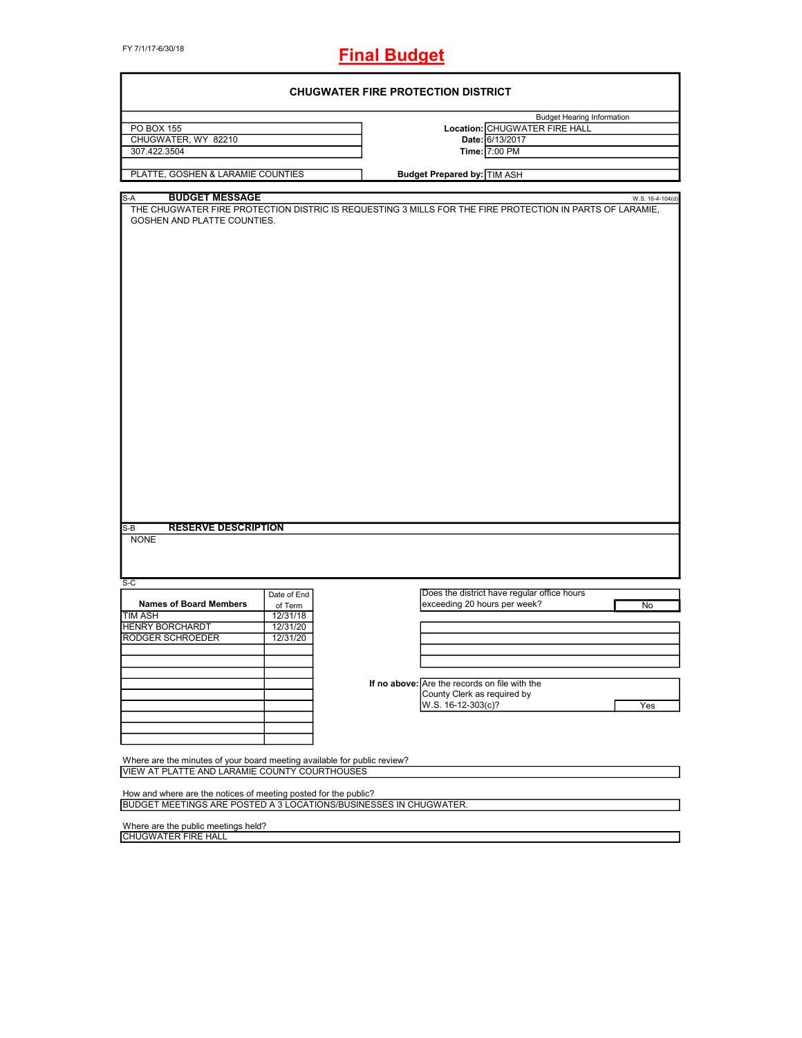FY 7/1/17-6/30/18

# Final Budget

## CHUGWATER FIRE PROTECTION DISTRICT

| | | Budget Hearing Information |
|---|---|---|
| PO BOX 155 | **Location:** | CHUGWATER FIRE HALL |
| CHUGWATER, WY 82210 | **Date:** | 6/13/2017 |
| 307.422.3504 | **Time:** | 7:00 PM |
| PLATTE, GOSHEN & LARAMIE COUNTIES | **Budget Prepared by:** | TIM ASH |

S-A **BUDGET MESSAGE** W.S. 16-4-104(d)

THE CHUGWATER FIRE PROTECTION DISTRIC IS REQUESTING 3 MILLS FOR THE FIRE PROTECTION IN PARTS OF LARAMIE, GOSHEN AND PLATTE COUNTIES.

S-B **RESERVE DESCRIPTION**

NONE

S-C

| Names of Board Members | Date of End of Term |
|---|---|
| TIM ASH | 12/31/18 |
| HENRY BORCHARDT | 12/31/20 |
| RODGER SCHROEDER | 12/31/20 |

Does the district have regular office hours exceeding 20 hours per week? **No**

**If no above:** Are the records on file with the County Clerk as required by W.S. 16-12-303(c)? **Yes**

Where are the minutes of your board meeting available for public review?

VIEW AT PLATTE AND LARAMIE COUNTY COURTHOUSES

How and where are the notices of meeting posted for the public?

BUDGET MEETINGS ARE POSTED A 3 LOCATIONS/BUSINESSES IN CHUGWATER.

Where are the public meetings held?

CHUGWATER FIRE HALL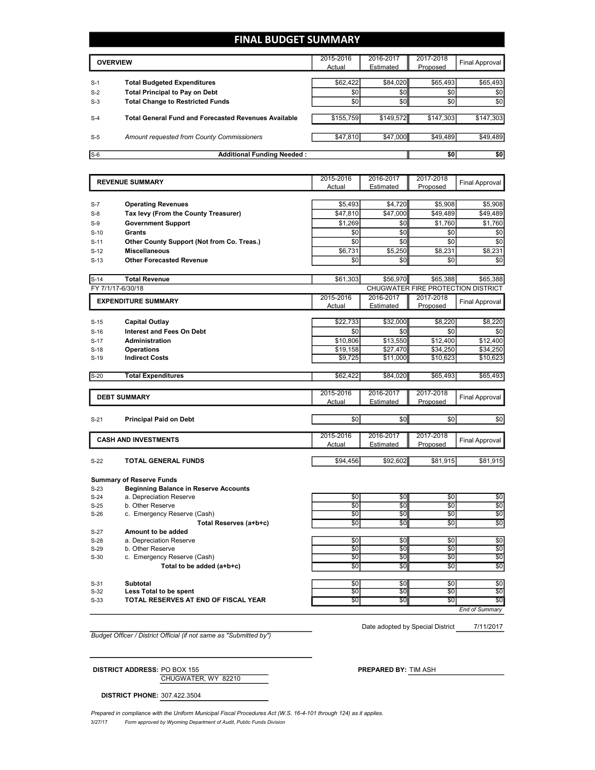# FINAL BUDGET SUMMARY

| | OVERVIEW | 2015-2016 Actual | 2016-2017 Estimated | 2017-2018 Proposed | Final Approval |
|---|---|---|---|---|---|
| S-1 | **Total Budgeted Expenditures** | $62,422 | $84,020 | $65,493 | $65,493 |
| S-2 | **Total Principal to Pay on Debt** | $0 | $0 | $0 | $0 |
| S-3 | **Total Change to Restricted Funds** | $0 | $0 | $0 | $0 |
| S-4 | **Total General Fund and Forecasted Revenues Available** | $155,759 | $149,572 | $147,303 | $147,303 |
| S-5 | *Amount requested from County Commissioners* | $47,810 | $47,000 | $49,489 | $49,489 |
| S-6 | **Additional Funding Needed :** | | | **$0** | **$0** |

| | REVENUE SUMMARY | 2015-2016 Actual | 2016-2017 Estimated | 2017-2018 Proposed | Final Approval |
|---|---|---|---|---|---|
| S-7 | **Operating Revenues** | $5,493 | $4,720 | $5,908 | $5,908 |
| S-8 | **Tax levy (From the County Treasurer)** | $47,810 | $47,000 | $49,489 | $49,489 |
| S-9 | **Government Support** | $1,269 | $0 | $1,760 | $1,760 |
| S-10 | **Grants** | $0 | $0 | $0 | $0 |
| S-11 | **Other County Support (Not from Co. Treas.)** | $0 | $0 | $0 | $0 |
| S-12 | **Miscellaneous** | $6,731 | $5,250 | $8,231 | $8,231 |
| S-13 | **Other Forecasted Revenue** | $0 | $0 | $0 | $0 |
| S-14 | **Total Revenue** | $61,303 | $56,970 | $65,388 | $65,388 |

FY 7/1/17-6/30/18 — CHUGWATER FIRE PROTECTION DISTRICT

| | EXPENDITURE SUMMARY | 2015-2016 Actual | 2016-2017 Estimated | 2017-2018 Proposed | Final Approval |
|---|---|---|---|---|---|
| S-15 | **Capital Outlay** | $22,733 | $32,000 | $8,220 | $8,220 |
| S-16 | **Interest and Fees On Debt** | $0 | $0 | $0 | $0 |
| S-17 | **Administration** | $10,806 | $13,550 | $12,400 | $12,400 |
| S-18 | **Operations** | $19,158 | $27,470 | $34,250 | $34,250 |
| S-19 | **Indirect Costs** | $9,725 | $11,000 | $10,623 | $10,623 |
| S-20 | **Total Expenditures** | $62,422 | $84,020 | $65,493 | $65,493 |

| | DEBT SUMMARY | 2015-2016 Actual | 2016-2017 Estimated | 2017-2018 Proposed | Final Approval |
|---|---|---|---|---|---|
| S-21 | **Principal Paid on Debt** | $0 | $0 | $0 | $0 |

| | CASH AND INVESTMENTS | 2015-2016 Actual | 2016-2017 Estimated | 2017-2018 Proposed | Final Approval |
|---|---|---|---|---|---|
| S-22 | **TOTAL GENERAL FUNDS** | $94,456 | $92,602 | $81,915 | $81,915 |
| | **Summary of Reserve Funds** | | | | |
| S-23 | **Beginning Balance in Reserve Accounts** | | | | |
| S-24 | a. Depreciation Reserve | $0 | $0 | $0 | $0 |
| S-25 | b. Other Reserve | $0 | $0 | $0 | $0 |
| S-26 | c. Emergency Reserve (Cash) | $0 | $0 | $0 | $0 |
| | **Total Reserves (a+b+c)** | $0 | $0 | $0 | $0 |
| S-27 | **Amount to be added** | | | | |
| S-28 | a. Depreciation Reserve | $0 | $0 | $0 | $0 |
| S-29 | b. Other Reserve | $0 | $0 | $0 | $0 |
| S-30 | c. Emergency Reserve (Cash) | $0 | $0 | $0 | $0 |
| | **Total to be added (a+b+c)** | $0 | $0 | $0 | $0 |
| S-31 | **Subtotal** | $0 | $0 | $0 | $0 |
| S-32 | **Less Total to be spent** | $0 | $0 | $0 | $0 |
| S-33 | **TOTAL RESERVES AT END OF FISCAL YEAR** | $0 | $0 | $0 | $0 |

*End of Summary*

Date adopted by Special District 7/11/2017

*Budget Officer / District Official (if not same as "Submitted by")*

**DISTRICT ADDRESS:** PO BOX 155
CHUGWATER, WY 82210

**PREPARED BY:** TIM ASH

**DISTRICT PHONE:** 307.422.3504

*Prepared in compliance with the Uniform Municipal Fiscal Procedures Act (W.S. 16-4-101 through 124) as it applies.*

3/27/17 *Form approved by Wyoming Department of Audit, Public Funds Division*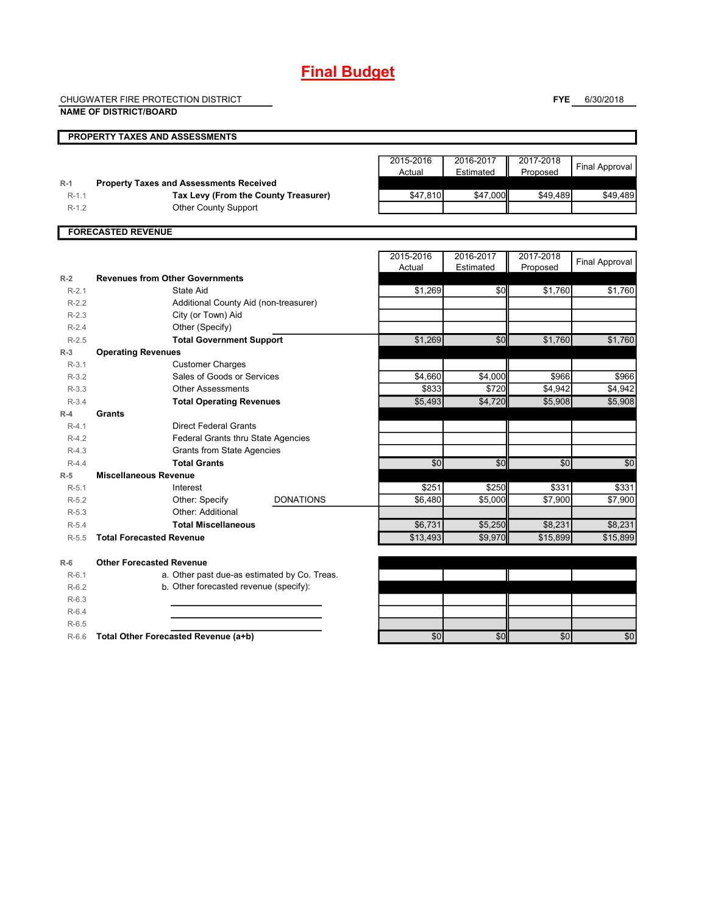# Final Budget

CHUGWATER FIRE PROTECTION DISTRICT

**NAME OF DISTRICT/BOARD**

**FYE** 6/30/2018

## PROPERTY TAXES AND ASSESSMENTS

| | | 2015-2016 Actual | 2016-2017 Estimated | 2017-2018 Proposed | Final Approval |
|---|---|---|---|---|---|
| R-1 | **Property Taxes and Assessments Received** | | | | |
| R-1.1 | **Tax Levy (From the County Treasurer)** | $47,810 | $47,000 | $49,489 | $49,489 |
| R-1.2 | Other County Support | | | | |

## FORECASTED REVENUE

| | | 2015-2016 Actual | 2016-2017 Estimated | 2017-2018 Proposed | Final Approval |
|---|---|---|---|---|---|
| R-2 | **Revenues from Other Governments** | | | | |
| R-2.1 | State Aid | $1,269 | $0 | $1,760 | $1,760 |
| R-2.2 | Additional County Aid (non-treasurer) | | | | |
| R-2.3 | City (or Town) Aid | | | | |
| R-2.4 | Other (Specify) | | | | |
| R-2.5 | **Total Government Support** | $1,269 | $0 | $1,760 | $1,760 |
| R-3 | **Operating Revenues** | | | | |
| R-3.1 | Customer Charges | | | | |
| R-3.2 | Sales of Goods or Services | $4,660 | $4,000 | $966 | $966 |
| R-3.3 | Other Assessments | $833 | $720 | $4,942 | $4,942 |
| R-3.4 | **Total Operating Revenues** | $5,493 | $4,720 | $5,908 | $5,908 |
| R-4 | **Grants** | | | | |
| R-4.1 | Direct Federal Grants | | | | |
| R-4.2 | Federal Grants thru State Agencies | | | | |
| R-4.3 | Grants from State Agencies | | | | |
| R-4.4 | **Total Grants** | $0 | $0 | $0 | $0 |
| R-5 | **Miscellaneous Revenue** | | | | |
| R-5.1 | Interest | $251 | $250 | $331 | $331 |
| R-5.2 | Other: Specify DONATIONS | $6,480 | $5,000 | $7,900 | $7,900 |
| R-5.3 | Other: Additional | | | | |
| R-5.4 | **Total Miscellaneous** | $6,731 | $5,250 | $8,231 | $8,231 |
| R-5.5 | **Total Forecasted Revenue** | $13,493 | $9,970 | $15,899 | $15,899 |
| | | | | | |
| R-6 | **Other Forecasted Revenue** | | | | |
| R-6.1 | a. Other past due-as estimated by Co. Treas. | | | | |
| R-6.2 | b. Other forecasted revenue (specify): | | | | |
| R-6.3 | | | | | |
| R-6.4 | | | | | |
| R-6.5 | | | | | |
| R-6.6 | **Total Other Forecasted Revenue (a+b)** | $0 | $0 | $0 | $0 |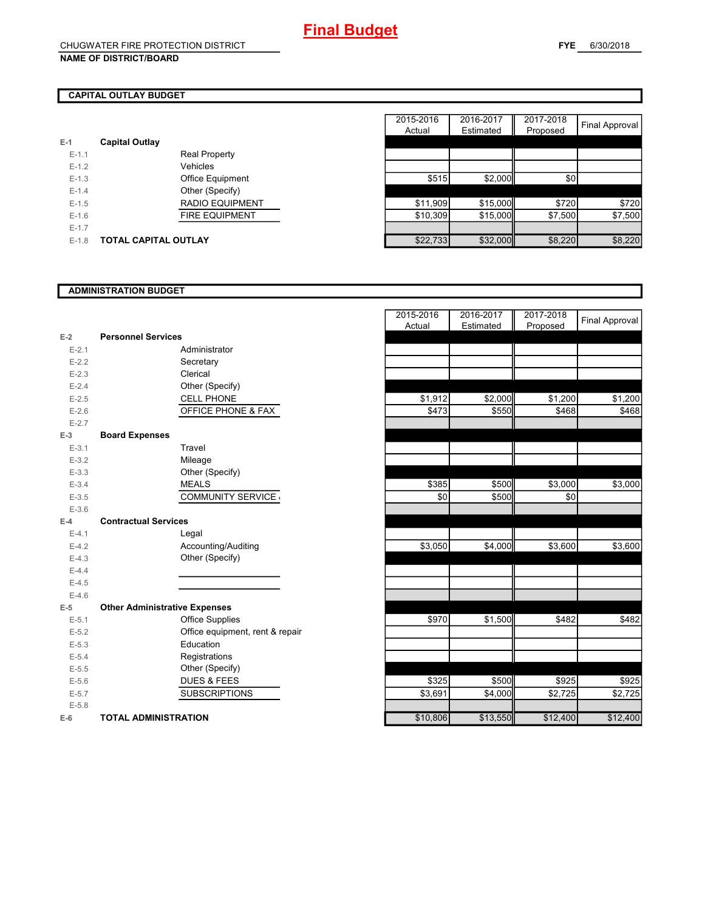# Final Budget

CHUGWATER FIRE PROTECTION DISTRICT
**NAME OF DISTRICT/BOARD**

**FYE** 6/30/2018

## CAPITAL OUTLAY BUDGET

| | | | 2015-2016 Actual | 2016-2017 Estimated | 2017-2018 Proposed | Final Approval |
|---|---|---|---|---|---|---|
| E-1 | **Capital Outlay** | | | | | |
| E-1.1 | | Real Property | | | | |
| E-1.2 | | Vehicles | | | | |
| E-1.3 | | Office Equipment | $515 | $2,000 | $0 | |
| E-1.4 | | Other (Specify) | | | | |
| E-1.5 | | RADIO EQUIPMENT | $11,909 | $15,000 | $720 | $720 |
| E-1.6 | | FIRE EQUIPMENT | $10,309 | $15,000 | $7,500 | $7,500 |
| E-1.7 | | | | | | |
| E-1.8 | **TOTAL CAPITAL OUTLAY** | | $22,733 | $32,000 | $8,220 | $8,220 |

## ADMINISTRATION BUDGET

| | | | 2015-2016 Actual | 2016-2017 Estimated | 2017-2018 Proposed | Final Approval |
|---|---|---|---|---|---|---|
| E-2 | **Personnel Services** | | | | | |
| E-2.1 | | Administrator | | | | |
| E-2.2 | | Secretary | | | | |
| E-2.3 | | Clerical | | | | |
| E-2.4 | | Other (Specify) | | | | |
| E-2.5 | | CELL PHONE | $1,912 | $2,000 | $1,200 | $1,200 |
| E-2.6 | | OFFICE PHONE & FAX | $473 | $550 | $468 | $468 |
| E-2.7 | | | | | | |
| E-3 | **Board Expenses** | | | | | |
| E-3.1 | | Travel | | | | |
| E-3.2 | | Mileage | | | | |
| E-3.3 | | Other (Specify) | | | | |
| E-3.4 | | MEALS | $385 | $500 | $3,000 | $3,000 |
| E-3.5 | | COMMUNITY SERVICE | $0 | $500 | $0 | |
| E-3.6 | | | | | | |
| E-4 | **Contractual Services** | | | | | |
| E-4.1 | | Legal | | | | |
| E-4.2 | | Accounting/Auditing | $3,050 | $4,000 | $3,600 | $3,600 |
| E-4.3 | | Other (Specify) | | | | |
| E-4.4 | | | | | | |
| E-4.5 | | | | | | |
| E-4.6 | | | | | | |
| E-5 | **Other Administrative Expenses** | | | | | |
| E-5.1 | | Office Supplies | $970 | $1,500 | $482 | $482 |
| E-5.2 | | Office equipment, rent & repair | | | | |
| E-5.3 | | Education | | | | |
| E-5.4 | | Registrations | | | | |
| E-5.5 | | Other (Specify) | | | | |
| E-5.6 | | DUES & FEES | $325 | $500 | $925 | $925 |
| E-5.7 | | SUBSCRIPTIONS | $3,691 | $4,000 | $2,725 | $2,725 |
| E-5.8 | | | | | | |
| E-6 | **TOTAL ADMINISTRATION** | | $10,806 | $13,550 | $12,400 | $12,400 |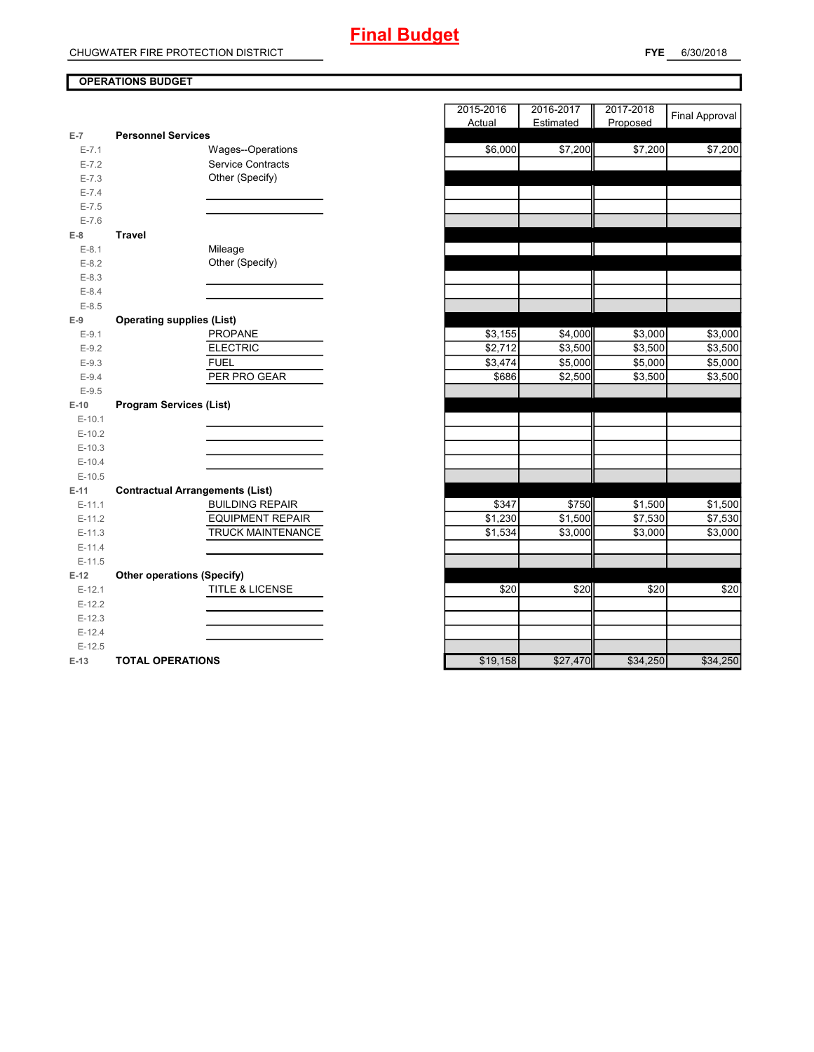# Final Budget

CHUGWATER FIRE PROTECTION DISTRICT

**FYE** 6/30/2018

**OPERATIONS BUDGET**

| | | | 2015-2016 Actual | 2016-2017 Estimated | 2017-2018 Proposed | Final Approval |
|---|---|---|---|---|---|---|
| E-7 | **Personnel Services** | | | | | |
| E-7.1 | | Wages--Operations | $6,000 | $7,200 | $7,200 | $7,200 |
| E-7.2 | | Service Contracts | | | | |
| E-7.3 | | Other (Specify) | | | | |
| E-7.4 | | | | | | |
| E-7.5 | | | | | | |
| E-7.6 | | | | | | |
| E-8 | **Travel** | | | | | |
| E-8.1 | | Mileage | | | | |
| E-8.2 | | Other (Specify) | | | | |
| E-8.3 | | | | | | |
| E-8.4 | | | | | | |
| E-8.5 | | | | | | |
| E-9 | **Operating supplies (List)** | | | | | |
| E-9.1 | | PROPANE | $3,155 | $4,000 | $3,000 | $3,000 |
| E-9.2 | | ELECTRIC | $2,712 | $3,500 | $3,500 | $3,500 |
| E-9.3 | | FUEL | $3,474 | $5,000 | $5,000 | $5,000 |
| E-9.4 | | PER PRO GEAR | $686 | $2,500 | $3,500 | $3,500 |
| E-9.5 | | | | | | |
| E-10 | **Program Services (List)** | | | | | |
| E-10.1 | | | | | | |
| E-10.2 | | | | | | |
| E-10.3 | | | | | | |
| E-10.4 | | | | | | |
| E-10.5 | | | | | | |
| E-11 | **Contractual Arrangements (List)** | | | | | |
| E-11.1 | | BUILDING REPAIR | $347 | $750 | $1,500 | $1,500 |
| E-11.2 | | EQUIPMENT REPAIR | $1,230 | $1,500 | $7,530 | $7,530 |
| E-11.3 | | TRUCK MAINTENANCE | $1,534 | $3,000 | $3,000 | $3,000 |
| E-11.4 | | | | | | |
| E-11.5 | | | | | | |
| E-12 | **Other operations (Specify)** | | | | | |
| E-12.1 | | TITLE & LICENSE | $20 | $20 | $20 | $20 |
| E-12.2 | | | | | | |
| E-12.3 | | | | | | |
| E-12.4 | | | | | | |
| E-12.5 | | | | | | |
| E-13 | **TOTAL OPERATIONS** | | $19,158 | $27,470 | $34,250 | $34,250 |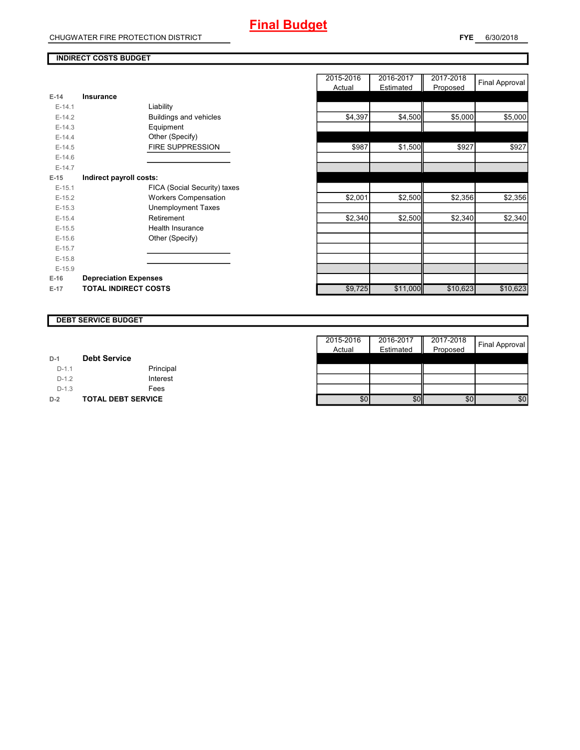# Final Budget

CHUGWATER FIRE PROTECTION DISTRICT

**FYE** 6/30/2018

## INDIRECT COSTS BUDGET

| | | | 2015-2016 Actual | 2016-2017 Estimated | 2017-2018 Proposed | Final Approval |
|---|---|---|---|---|---|---|
| **E-14** | **Insurance** | | | | | |
| E-14.1 | | Liability | | | | |
| E-14.2 | | Buildings and vehicles | $4,397 | $4,500 | $5,000 | $5,000 |
| E-14.3 | | Equipment | | | | |
| E-14.4 | | Other (Specify) | | | | |
| E-14.5 | | FIRE SUPPRESSION | $987 | $1,500 | $927 | $927 |
| E-14.6 | | | | | | |
| E-14.7 | | | | | | |
| **E-15** | **Indirect payroll costs:** | | | | | |
| E-15.1 | | FICA (Social Security) taxes | | | | |
| E-15.2 | | Workers Compensation | $2,001 | $2,500 | $2,356 | $2,356 |
| E-15.3 | | Unemployment Taxes | | | | |
| E-15.4 | | Retirement | $2,340 | $2,500 | $2,340 | $2,340 |
| E-15.5 | | Health Insurance | | | | |
| E-15.6 | | Other (Specify) | | | | |
| E-15.7 | | | | | | |
| E-15.8 | | | | | | |
| E-15.9 | | | | | | |
| **E-16** | **Depreciation Expenses** | | | | | |
| **E-17** | **TOTAL INDIRECT COSTS** | | $9,725 | $11,000 | $10,623 | $10,623 |

## DEBT SERVICE BUDGET

| | | | 2015-2016 Actual | 2016-2017 Estimated | 2017-2018 Proposed | Final Approval |
|---|---|---|---|---|---|---|
| **D-1** | **Debt Service** | | | | | |
| D-1.1 | | Principal | | | | |
| D-1.2 | | Interest | | | | |
| D-1.3 | | Fees | | | | |
| **D-2** | **TOTAL DEBT SERVICE** | | $0 | $0 | $0 | $0 |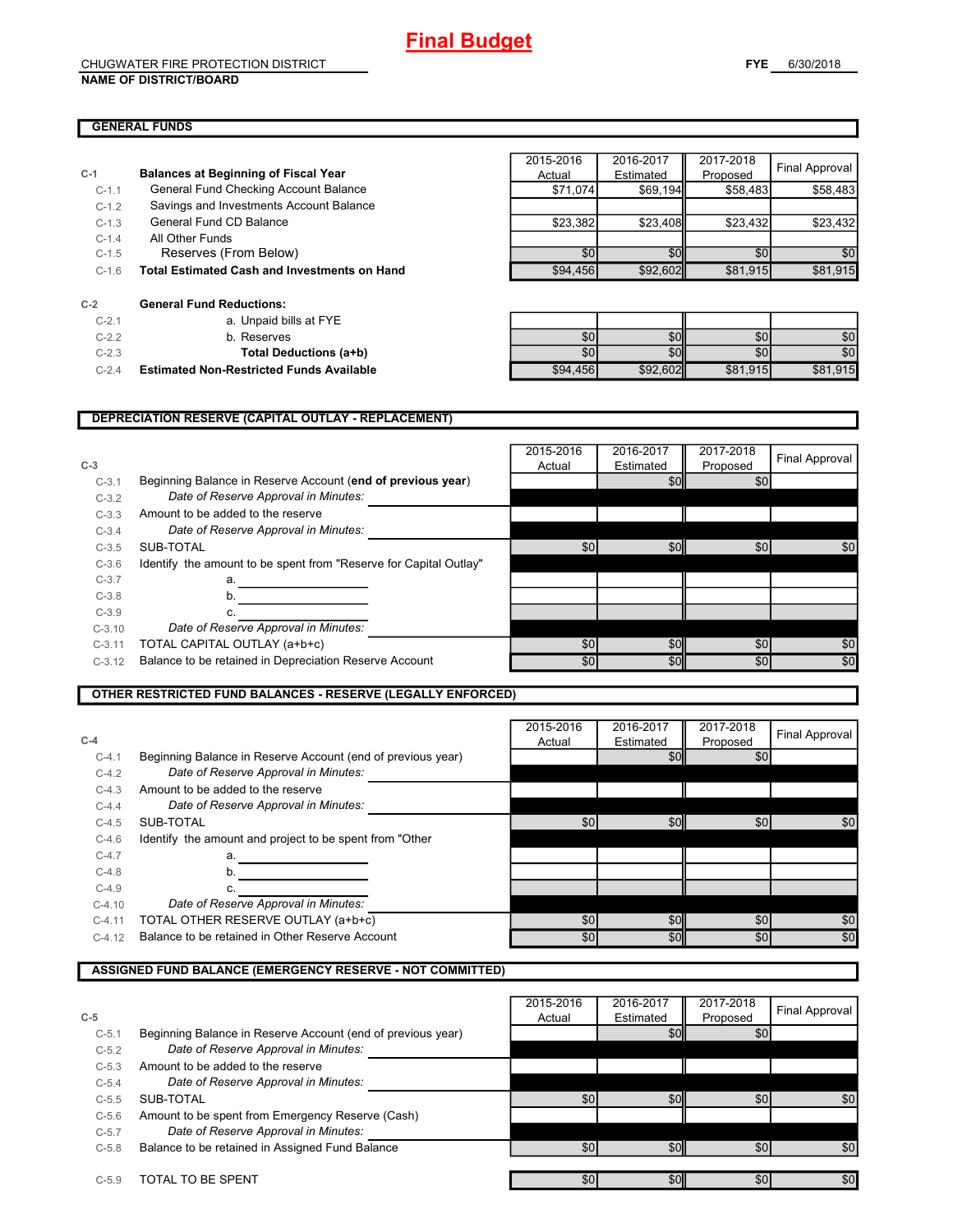# Final Budget

CHUGWATER FIRE PROTECTION DISTRICT
**NAME OF DISTRICT/BOARD**

**FYE** 6/30/2018

## GENERAL FUNDS

| | | 2015-2016 Actual | 2016-2017 Estimated | 2017-2018 Proposed | Final Approval |
|---|---|---|---|---|---|
| C-1 | **Balances at Beginning of Fiscal Year** | | | | |
| C-1.1 | General Fund Checking Account Balance | $71,074 | $69,194 | $58,483 | $58,483 |
| C-1.2 | Savings and Investments Account Balance | | | | |
| C-1.3 | General Fund CD Balance | $23,382 | $23,408 | $23,432 | $23,432 |
| C-1.4 | All Other Funds | | | | |
| C-1.5 | Reserves (From Below) | $0 | $0 | $0 | $0 |
| C-1.6 | **Total Estimated Cash and Investments on Hand** | $94,456 | $92,602 | $81,915 | $81,915 |
| C-2 | **General Fund Reductions:** | | | | |
| C-2.1 | a. Unpaid bills at FYE | | | | |
| C-2.2 | b. Reserves | $0 | $0 | $0 | $0 |
| C-2.3 | **Total Deductions (a+b)** | $0 | $0 | $0 | $0 |
| C-2.4 | **Estimated Non-Restricted Funds Available** | $94,456 | $92,602 | $81,915 | $81,915 |

## DEPRECIATION RESERVE (CAPITAL OUTLAY - REPLACEMENT)

| C-3 | | 2015-2016 Actual | 2016-2017 Estimated | 2017-2018 Proposed | Final Approval |
|---|---|---|---|---|---|
| C-3.1 | Beginning Balance in Reserve Account (**end of previous year**) | | $0 | $0 | |
| C-3.2 | *Date of Reserve Approval in Minutes:* | | | | |
| C-3.3 | Amount to be added to the reserve | | | | |
| C-3.4 | *Date of Reserve Approval in Minutes:* | | | | |
| C-3.5 | SUB-TOTAL | $0 | $0 | $0 | $0 |
| C-3.6 | Identify the amount to be spent from "Reserve for Capital Outlay" | | | | |
| C-3.7 | a. | | | | |
| C-3.8 | b. | | | | |
| C-3.9 | c. | | | | |
| C-3.10 | *Date of Reserve Approval in Minutes:* | | | | |
| C-3.11 | TOTAL CAPITAL OUTLAY (a+b+c) | $0 | $0 | $0 | $0 |
| C-3.12 | Balance to be retained in Depreciation Reserve Account | $0 | $0 | $0 | $0 |

## OTHER RESTRICTED FUND BALANCES - RESERVE (LEGALLY ENFORCED)

| C-4 | | 2015-2016 Actual | 2016-2017 Estimated | 2017-2018 Proposed | Final Approval |
|---|---|---|---|---|---|
| C-4.1 | Beginning Balance in Reserve Account (end of previous year) | | $0 | $0 | |
| C-4.2 | *Date of Reserve Approval in Minutes:* | | | | |
| C-4.3 | Amount to be added to the reserve | | | | |
| C-4.4 | *Date of Reserve Approval in Minutes:* | | | | |
| C-4.5 | SUB-TOTAL | $0 | $0 | $0 | $0 |
| C-4.6 | Identify the amount and project to be spent from "Other | | | | |
| C-4.7 | a. | | | | |
| C-4.8 | b. | | | | |
| C-4.9 | c. | | | | |
| C-4.10 | *Date of Reserve Approval in Minutes:* | | | | |
| C-4.11 | TOTAL OTHER RESERVE OUTLAY (a+b+c) | $0 | $0 | $0 | $0 |
| C-4.12 | Balance to be retained in Other Reserve Account | $0 | $0 | $0 | $0 |

## ASSIGNED FUND BALANCE (EMERGENCY RESERVE - NOT COMMITTED)

| C-5 | | 2015-2016 Actual | 2016-2017 Estimated | 2017-2018 Proposed | Final Approval |
|---|---|---|---|---|---|
| C-5.1 | Beginning Balance in Reserve Account (end of previous year) | | $0 | $0 | |
| C-5.2 | *Date of Reserve Approval in Minutes:* | | | | |
| C-5.3 | Amount to be added to the reserve | | | | |
| C-5.4 | *Date of Reserve Approval in Minutes:* | | | | |
| C-5.5 | SUB-TOTAL | $0 | $0 | $0 | $0 |
| C-5.6 | Amount to be spent from Emergency Reserve (Cash) | | | | |
| C-5.7 | *Date of Reserve Approval in Minutes:* | | | | |
| C-5.8 | Balance to be retained in Assigned Fund Balance | $0 | $0 | $0 | $0 |
| C-5.9 | TOTAL TO BE SPENT | $0 | $0 | $0 | $0 |